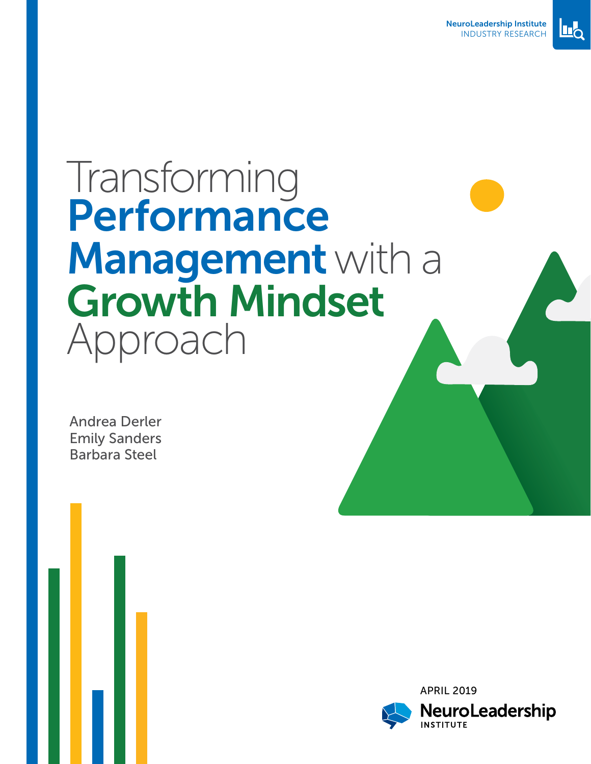NeuroLeadership Institute
INDUSTRY RESEARCH

# Transforming **Performance Management** with a **Growth Mindset** Approach

Andrea Derler
Emily Sanders
Barbara Steel

APRIL 2019

NeuroLeadership INSTITUTE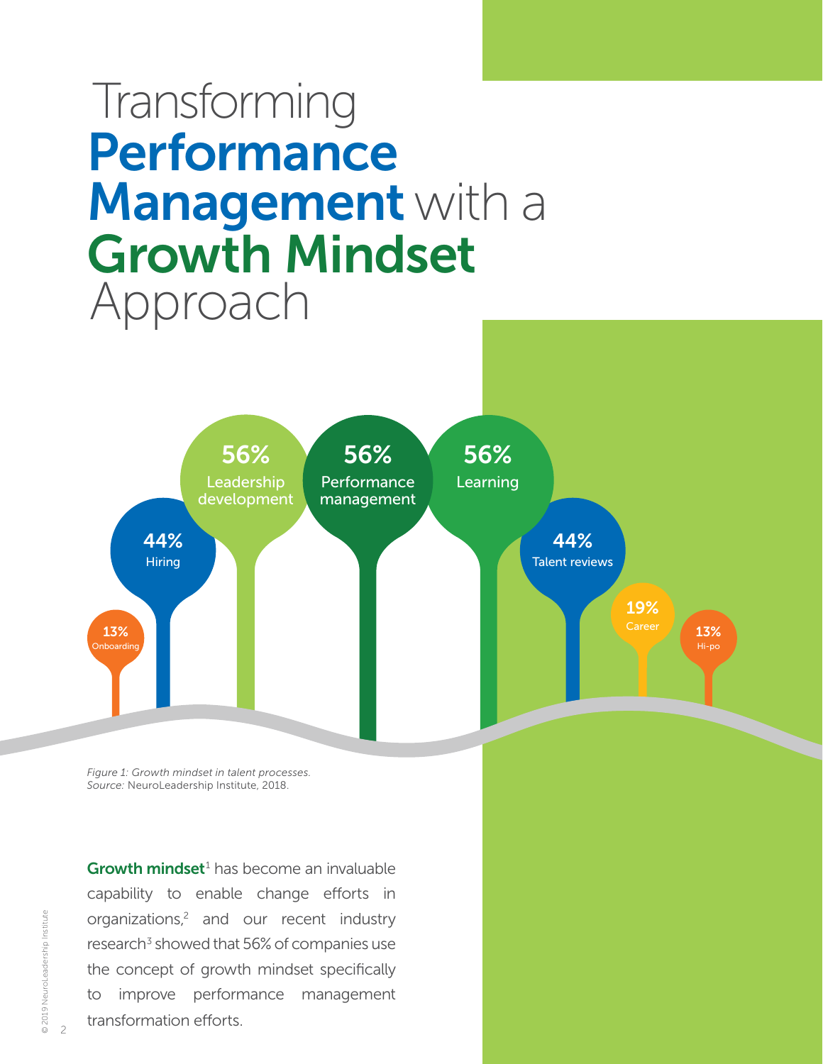# Transforming **Performance Management** with a **Growth Mindset** Approach

| Talent process | Percentage |
|---|---|
| Onboarding | 13% |
| Hiring | 44% |
| Leadership development | 56% |
| Performance management | 56% |
| Learning | 56% |
| Talent reviews | 44% |
| Career | 19% |
| Hi-po | 13% |

*Figure 1: Growth mindset in talent processes.*
*Source:* NeuroLeadership Institute, 2018.

**Growth mindset**[1] has become an invaluable capability to enable change efforts in organizations,[2] and our recent industry research[3] showed that 56% of companies use the concept of growth mindset specifically to improve performance management transformation efforts.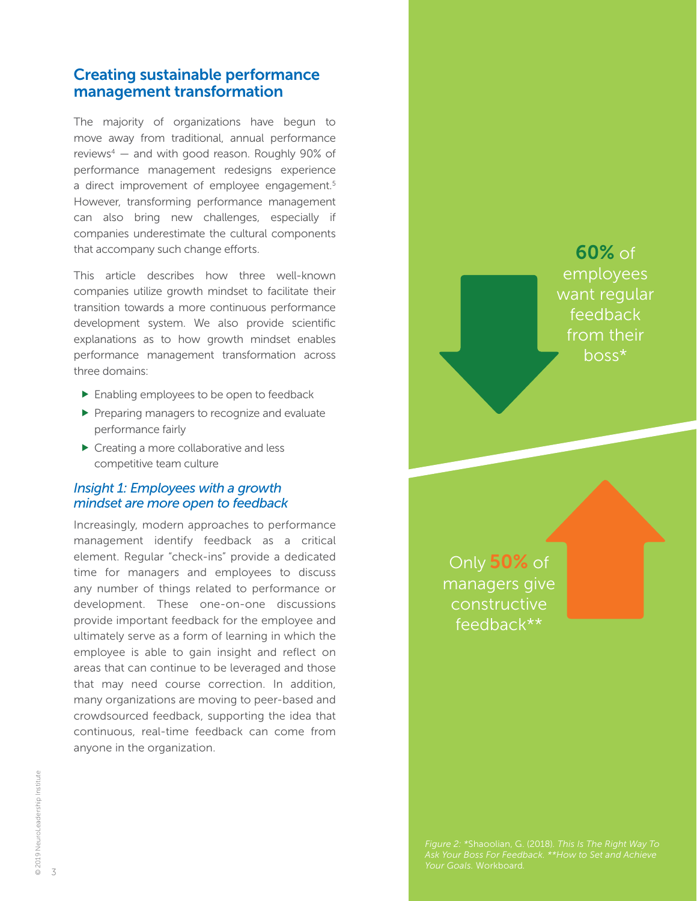## Creating sustainable performance management transformation

The majority of organizations have begun to move away from traditional, annual performance reviews[4] — and with good reason. Roughly 90% of performance management redesigns experience a direct improvement of employee engagement.[5] However, transforming performance management can also bring new challenges, especially if companies underestimate the cultural components that accompany such change efforts.

This article describes how three well-known companies utilize growth mindset to facilitate their transition towards a more continuous performance development system. We also provide scientific explanations as to how growth mindset enables performance management transformation across three domains:

- Enabling employees to be open to feedback
- Preparing managers to recognize and evaluate performance fairly
- Creating a more collaborative and less competitive team culture

### *Insight 1: Employees with a growth mindset are more open to feedback*

Increasingly, modern approaches to performance management identify feedback as a critical element. Regular "check-ins" provide a dedicated time for managers and employees to discuss any number of things related to performance or development. These one-on-one discussions provide important feedback for the employee and ultimately serve as a form of learning in which the employee is able to gain insight and reflect on areas that can continue to be leveraged and those that may need course correction. In addition, many organizations are moving to peer-based and crowdsourced feedback, supporting the idea that continuous, real-time feedback can come from anyone in the organization.

**60%** of employees want regular feedback from their boss*

Only **50%** of managers give constructive feedback**

*Figure 2:* *Shaoolian, G. (2018). *This Is The Right Way To Ask Your Boss For Feedback.* **How to Set and Achieve Your Goals.* Workboard.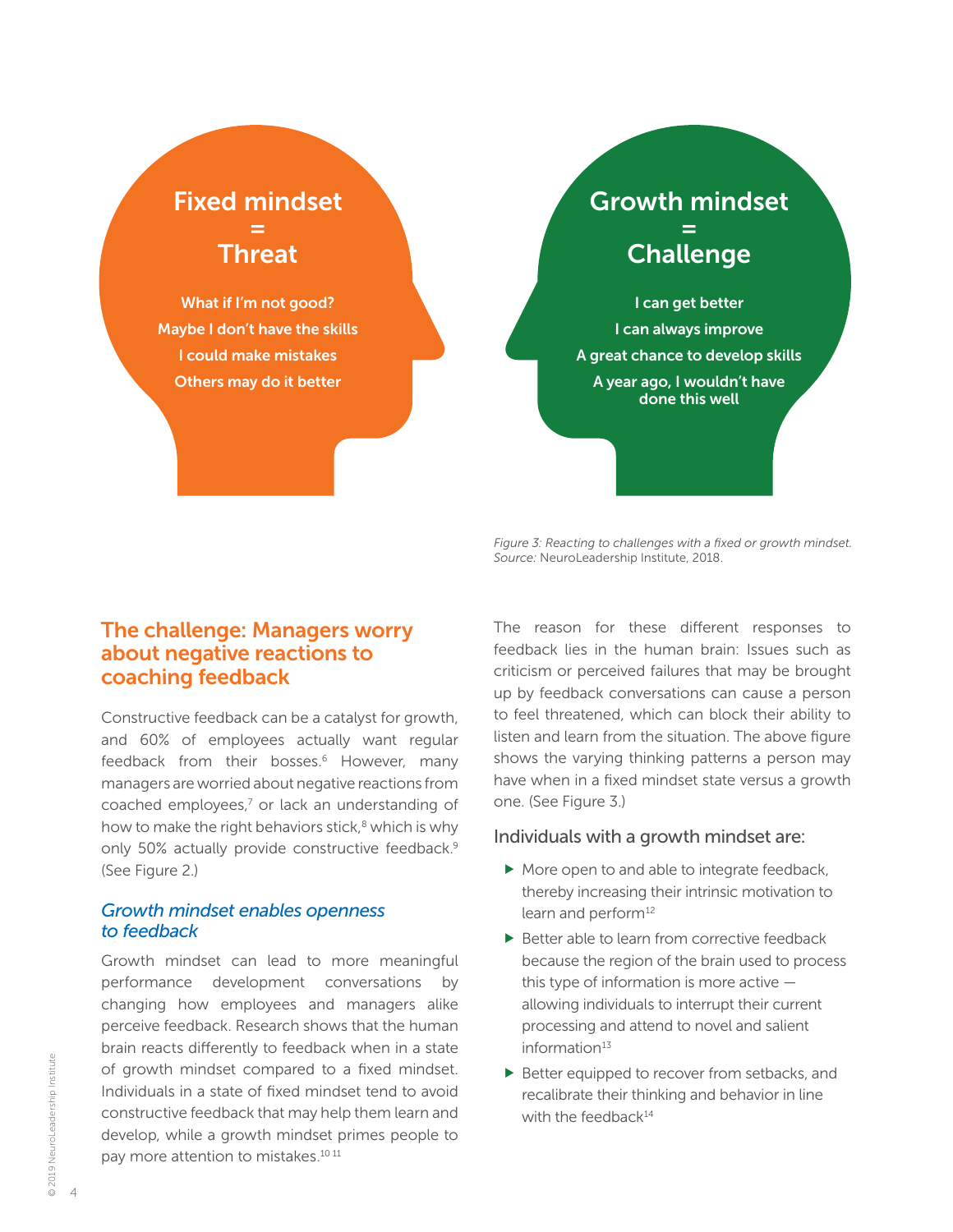**Fixed mindset = Threat**

What if I'm not good?
Maybe I don't have the skills
I could make mistakes
Others may do it better

**Growth mindset = Challenge**

I can get better
I can always improve
A great chance to develop skills
A year ago, I wouldn't have done this well

*Figure 3: Reacting to challenges with a fixed or growth mindset.*
*Source:* NeuroLeadership Institute, 2018.

## The challenge: Managers worry about negative reactions to coaching feedback

Constructive feedback can be a catalyst for growth, and 60% of employees actually want regular feedback from their bosses.[6] However, many managers are worried about negative reactions from coached employees,[7] or lack an understanding of how to make the right behaviors stick,[8] which is why only 50% actually provide constructive feedback.[9] (See Figure 2.)

### *Growth mindset enables openness to feedback*

Growth mindset can lead to more meaningful performance development conversations by changing how employees and managers alike perceive feedback. Research shows that the human brain reacts differently to feedback when in a state of growth mindset compared to a fixed mindset. Individuals in a state of fixed mindset tend to avoid constructive feedback that may help them learn and develop, while a growth mindset primes people to pay more attention to mistakes.[10,11]

The reason for these different responses to feedback lies in the human brain: Issues such as criticism or perceived failures that may be brought up by feedback conversations can cause a person to feel threatened, which can block their ability to listen and learn from the situation. The above figure shows the varying thinking patterns a person may have when in a fixed mindset state versus a growth one. (See Figure 3.)

### Individuals with a growth mindset are:

- More open to and able to integrate feedback, thereby increasing their intrinsic motivation to learn and perform[12]
- Better able to learn from corrective feedback because the region of the brain used to process this type of information is more active — allowing individuals to interrupt their current processing and attend to novel and salient information[13]
- Better equipped to recover from setbacks, and recalibrate their thinking and behavior in line with the feedback[14]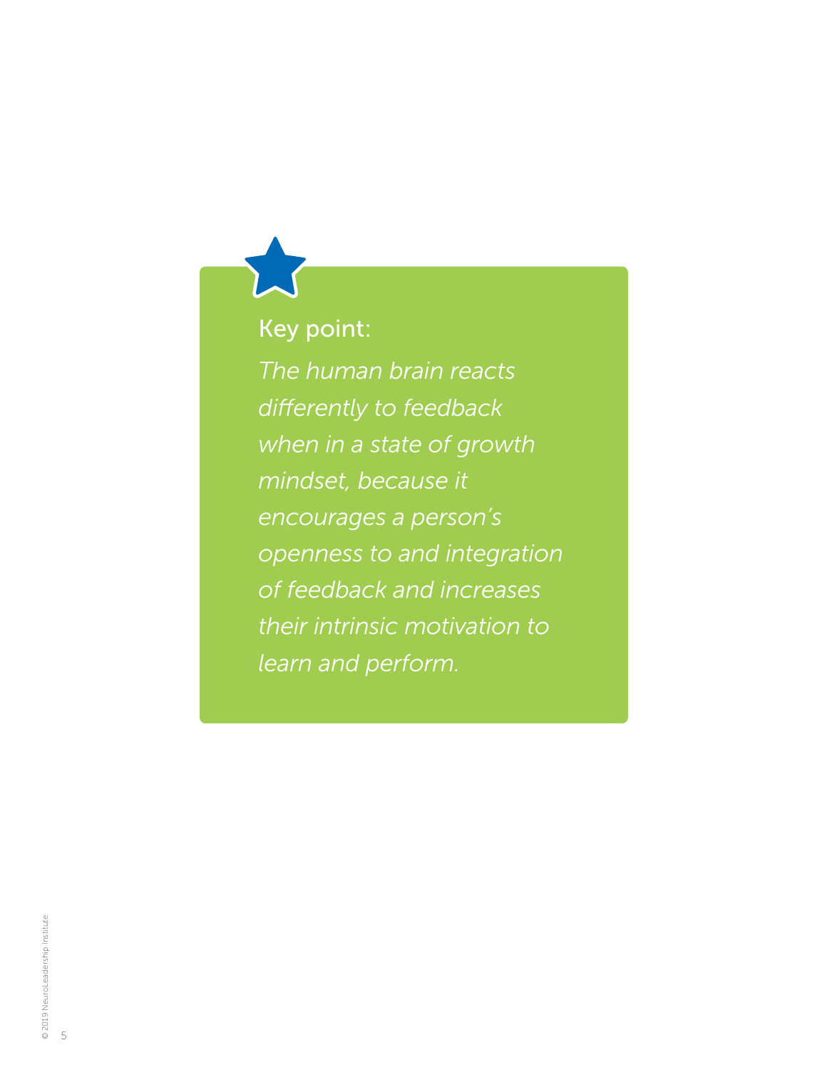**Key point:**

*The human brain reacts differently to feedback when in a state of growth mindset, because it encourages a person's openness to and integration of feedback and increases their intrinsic motivation to learn and perform.*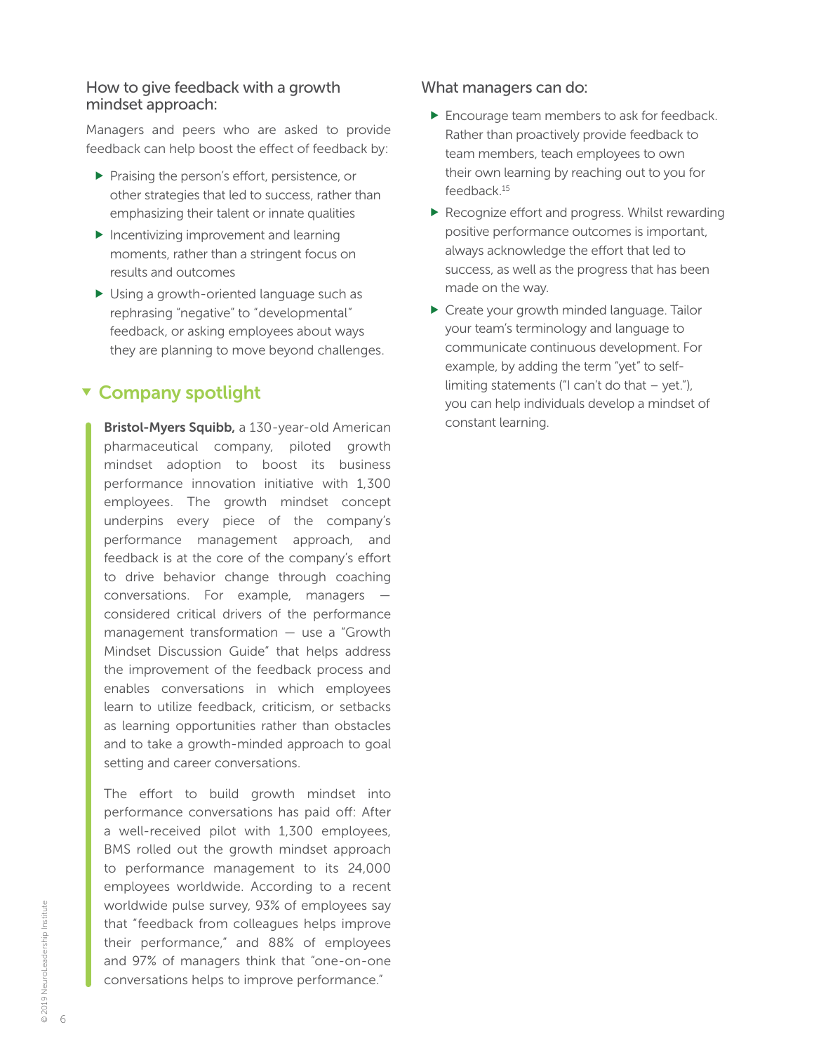### How to give feedback with a growth mindset approach:

Managers and peers who are asked to provide feedback can help boost the effect of feedback by:

- Praising the person's effort, persistence, or other strategies that led to success, rather than emphasizing their talent or innate qualities
- Incentivizing improvement and learning moments, rather than a stringent focus on results and outcomes
- Using a growth-oriented language such as rephrasing "negative" to "developmental" feedback, or asking employees about ways they are planning to move beyond challenges.

## Company spotlight

**Bristol-Myers Squibb,** a 130-year-old American pharmaceutical company, piloted growth mindset adoption to boost its business performance innovation initiative with 1,300 employees. The growth mindset concept underpins every piece of the company's performance management approach, and feedback is at the core of the company's effort to drive behavior change through coaching conversations. For example, managers — considered critical drivers of the performance management transformation — use a "Growth Mindset Discussion Guide" that helps address the improvement of the feedback process and enables conversations in which employees learn to utilize feedback, criticism, or setbacks as learning opportunities rather than obstacles and to take a growth-minded approach to goal setting and career conversations.

The effort to build growth mindset into performance conversations has paid off: After a well-received pilot with 1,300 employees, BMS rolled out the growth mindset approach to performance management to its 24,000 employees worldwide. According to a recent worldwide pulse survey, 93% of employees say that "feedback from colleagues helps improve their performance," and 88% of employees and 97% of managers think that "one-on-one conversations helps to improve performance."

### What managers can do:

- Encourage team members to ask for feedback. Rather than proactively provide feedback to team members, teach employees to own their own learning by reaching out to you for feedback.[15]
- Recognize effort and progress. Whilst rewarding positive performance outcomes is important, always acknowledge the effort that led to success, as well as the progress that has been made on the way.
- Create your growth minded language. Tailor your team's terminology and language to communicate continuous development. For example, by adding the term "yet" to self-limiting statements ("I can't do that – yet."), you can help individuals develop a mindset of constant learning.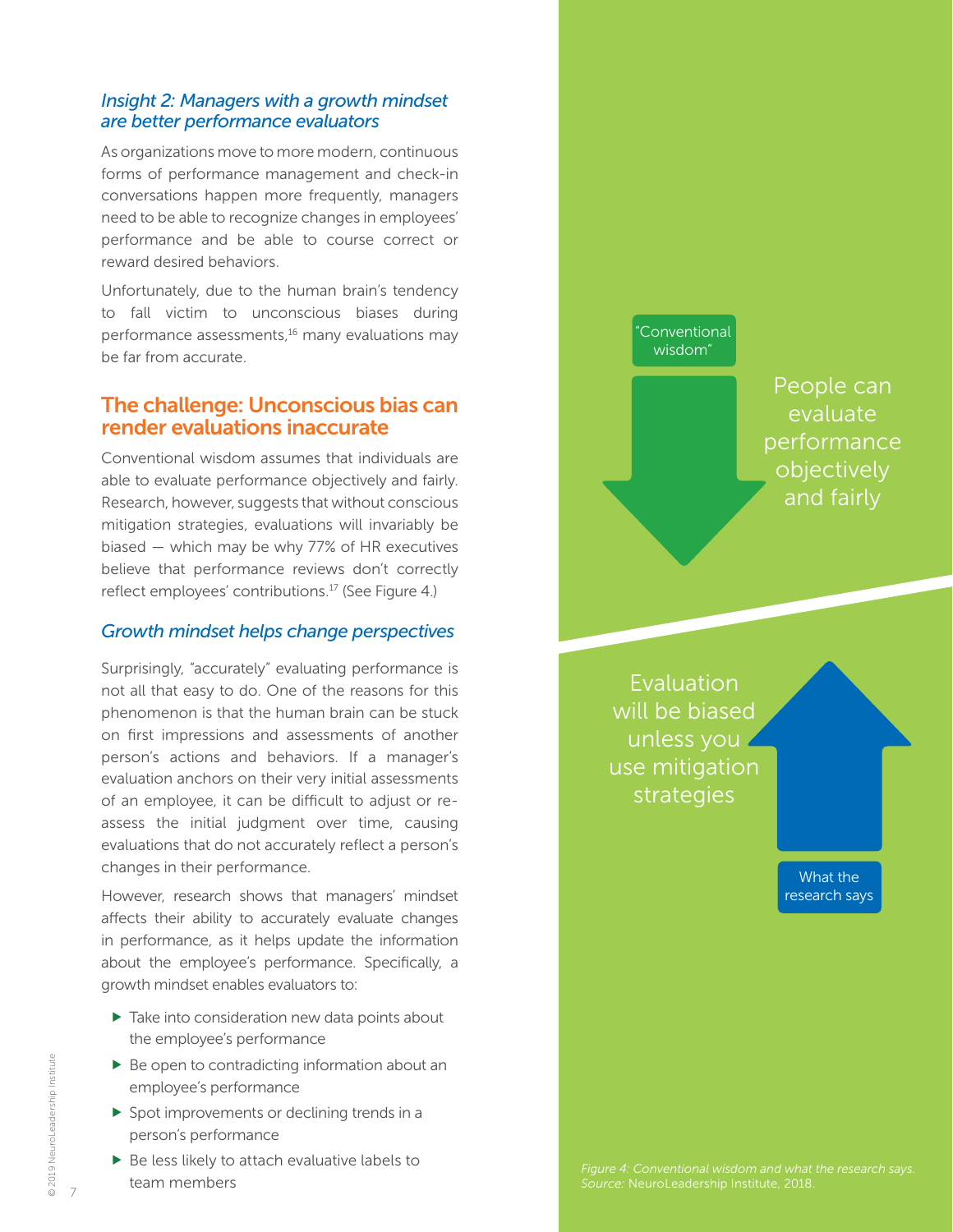### *Insight 2: Managers with a growth mindset are better performance evaluators*

As organizations move to more modern, continuous forms of performance management and check-in conversations happen more frequently, managers need to be able to recognize changes in employees' performance and be able to course correct or reward desired behaviors.

Unfortunately, due to the human brain's tendency to fall victim to unconscious biases during performance assessments,[16] many evaluations may be far from accurate.

## The challenge: Unconscious bias can render evaluations inaccurate

Conventional wisdom assumes that individuals are able to evaluate performance objectively and fairly. Research, however, suggests that without conscious mitigation strategies, evaluations will invariably be biased — which may be why 77% of HR executives believe that performance reviews don't correctly reflect employees' contributions.[17] (See Figure 4.)

### *Growth mindset helps change perspectives*

Surprisingly, "accurately" evaluating performance is not all that easy to do. One of the reasons for this phenomenon is that the human brain can be stuck on first impressions and assessments of another person's actions and behaviors. If a manager's evaluation anchors on their very initial assessments of an employee, it can be difficult to adjust or re-assess the initial judgment over time, causing evaluations that do not accurately reflect a person's changes in their performance.

However, research shows that managers' mindset affects their ability to accurately evaluate changes in performance, as it helps update the information about the employee's performance. Specifically, a growth mindset enables evaluators to:

- Take into consideration new data points about the employee's performance
- Be open to contradicting information about an employee's performance
- Spot improvements or declining trends in a person's performance
- Be less likely to attach evaluative labels to team members

"Conventional wisdom"

People can evaluate performance objectively and fairly

Evaluation will be biased unless you use mitigation strategies

What the research says

*Figure 4: Conventional wisdom and what the research says.*
*Source:* NeuroLeadership Institute, 2018.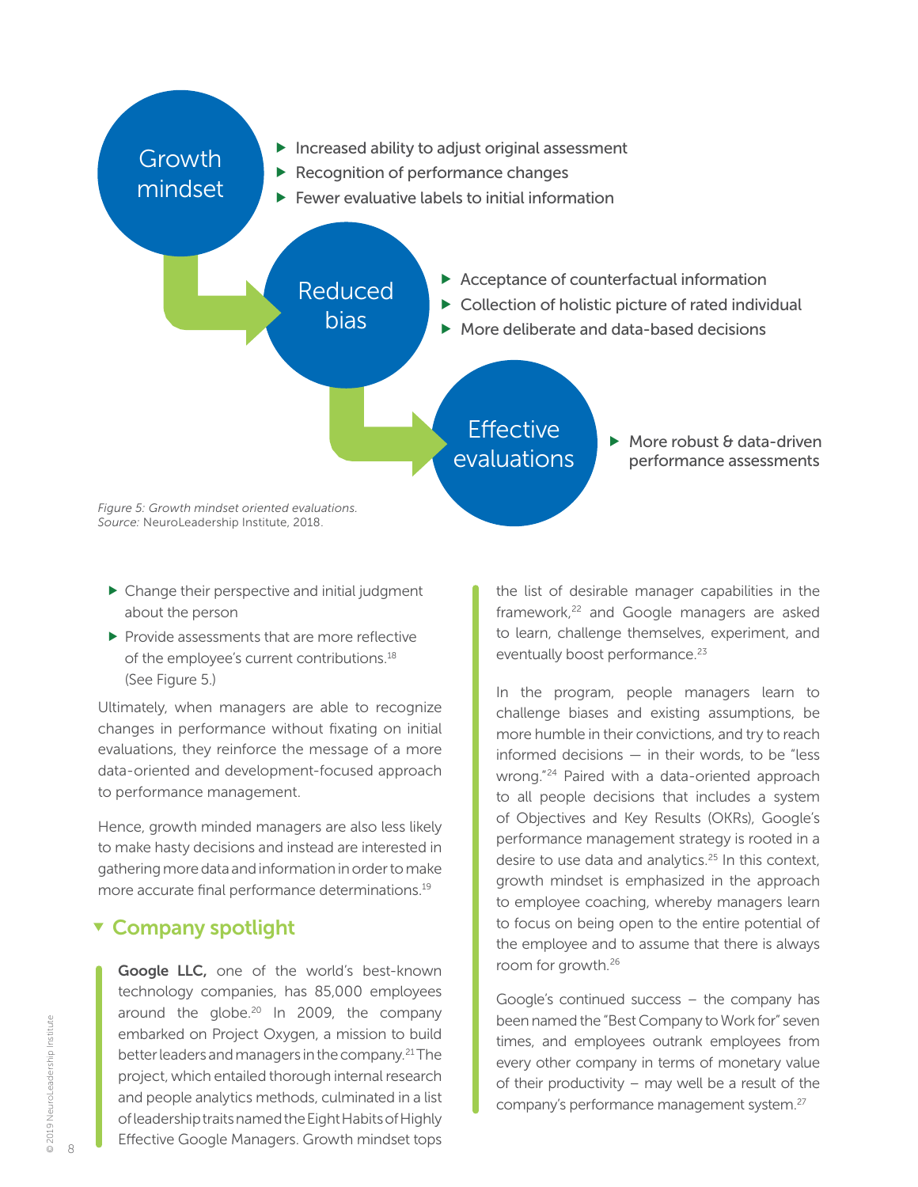**Growth mindset**

- Increased ability to adjust original assessment
- Recognition of performance changes
- Fewer evaluative labels to initial information

**Reduced bias**

- Acceptance of counterfactual information
- Collection of holistic picture of rated individual
- More deliberate and data-based decisions

**Effective evaluations**

- More robust & data-driven performance assessments

*Figure 5: Growth mindset oriented evaluations.*
*Source:* NeuroLeadership Institute, 2018.

- Change their perspective and initial judgment about the person
- Provide assessments that are more reflective of the employee's current contributions.[18] (See Figure 5.)

Ultimately, when managers are able to recognize changes in performance without fixating on initial evaluations, they reinforce the message of a more data-oriented and development-focused approach to performance management.

Hence, growth minded managers are also less likely to make hasty decisions and instead are interested in gathering more data and information in order to make more accurate final performance determinations.[19]

## Company spotlight

**Google LLC,** one of the world's best-known technology companies, has 85,000 employees around the globe.[20] In 2009, the company embarked on Project Oxygen, a mission to build better leaders and managers in the company.[21] The project, which entailed thorough internal research and people analytics methods, culminated in a list of leadership traits named the Eight Habits of Highly Effective Google Managers. Growth mindset tops the list of desirable manager capabilities in the framework,[22] and Google managers are asked to learn, challenge themselves, experiment, and eventually boost performance.[23]

In the program, people managers learn to challenge biases and existing assumptions, be more humble in their convictions, and try to reach informed decisions — in their words, to be "less wrong."[24] Paired with a data-oriented approach to all people decisions that includes a system of Objectives and Key Results (OKRs), Google's performance management strategy is rooted in a desire to use data and analytics.[25] In this context, growth mindset is emphasized in the approach to employee coaching, whereby managers learn to focus on being open to the entire potential of the employee and to assume that there is always room for growth.[26]

Google's continued success – the company has been named the "Best Company to Work for" seven times, and employees outrank employees from every other company in terms of monetary value of their productivity – may well be a result of the company's performance management system.[27]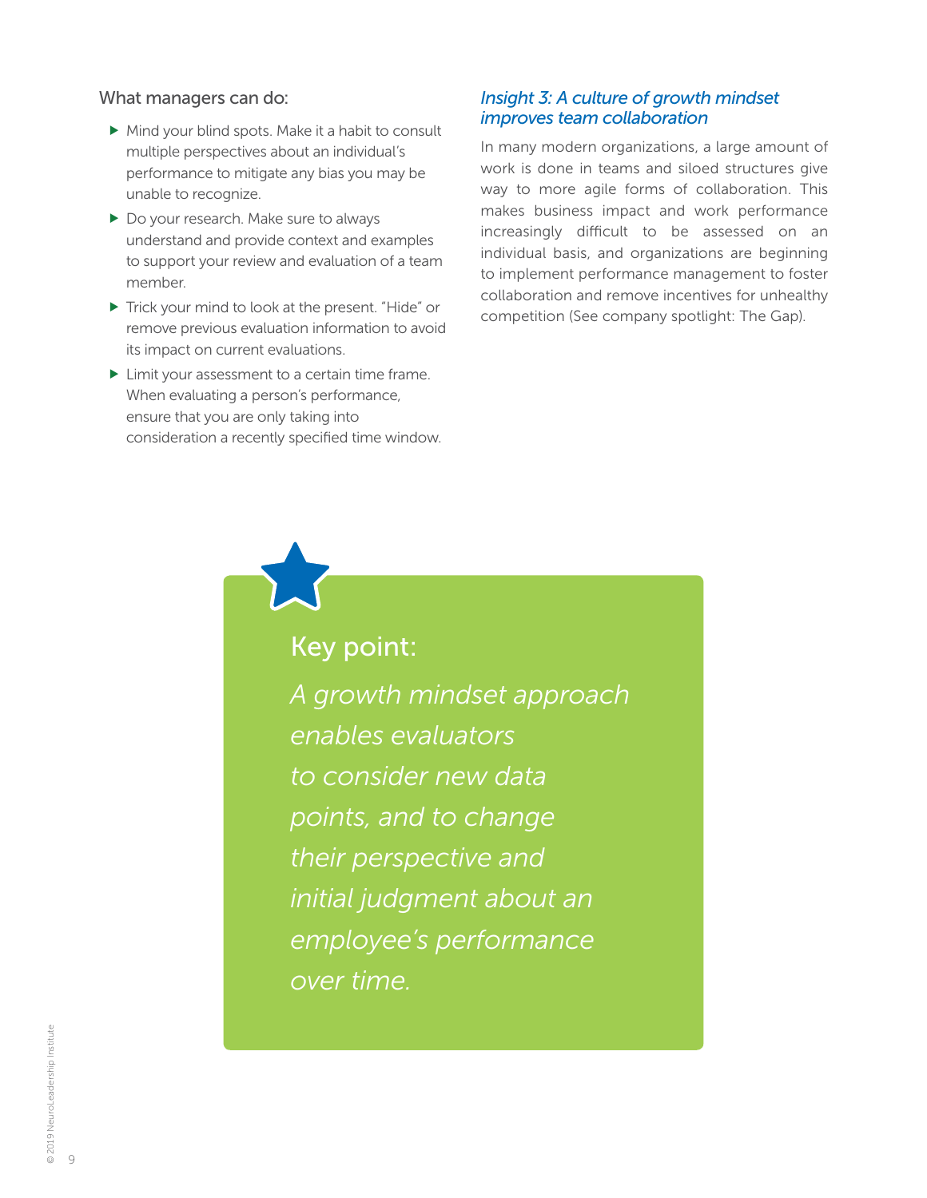What managers can do:

- Mind your blind spots. Make it a habit to consult multiple perspectives about an individual's performance to mitigate any bias you may be unable to recognize.
- Do your research. Make sure to always understand and provide context and examples to support your review and evaluation of a team member.
- Trick your mind to look at the present. "Hide" or remove previous evaluation information to avoid its impact on current evaluations.
- Limit your assessment to a certain time frame. When evaluating a person's performance, ensure that you are only taking into consideration a recently specified time window.

### *Insight 3: A culture of growth mindset improves team collaboration*

In many modern organizations, a large amount of work is done in teams and siloed structures give way to more agile forms of collaboration. This makes business impact and work performance increasingly difficult to be assessed on an individual basis, and organizations are beginning to implement performance management to foster collaboration and remove incentives for unhealthy competition (See company spotlight: The Gap).

**Key point:**

*A growth mindset approach enables evaluators to consider new data points, and to change their perspective and initial judgment about an employee's performance over time.*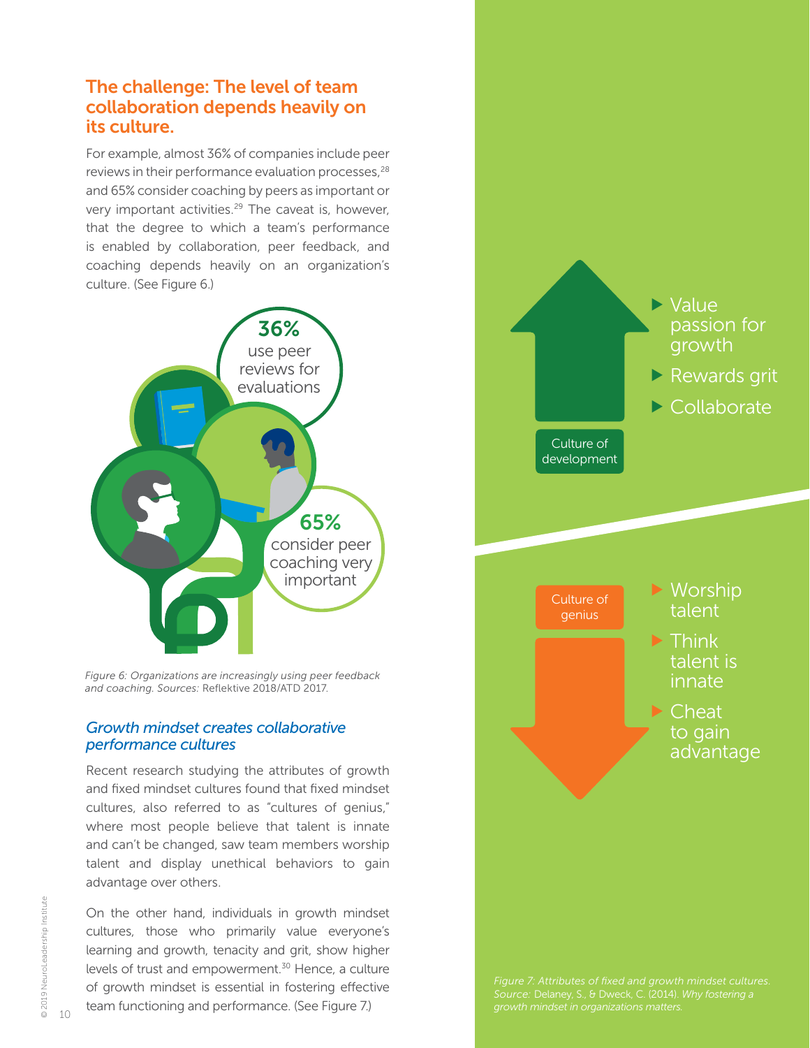## The challenge: The level of team collaboration depends heavily on its culture.

For example, almost 36% of companies include peer reviews in their performance evaluation processes,[28] and 65% consider coaching by peers as important or very important activities.[29] The caveat is, however, that the degree to which a team's performance is enabled by collaboration, peer feedback, and coaching depends heavily on an organization's culture. (See Figure 6.)

**36%** use peer reviews for evaluations

**65%** consider peer coaching very important

*Figure 6: Organizations are increasingly using peer feedback and coaching. Sources:* Reflektive 2018/ATD 2017.

### *Growth mindset creates collaborative performance cultures*

Recent research studying the attributes of growth and fixed mindset cultures found that fixed mindset cultures, also referred to as "cultures of genius," where most people believe that talent is innate and can't be changed, saw team members worship talent and display unethical behaviors to gain advantage over others.

On the other hand, individuals in growth mindset cultures, those who primarily value everyone's learning and growth, tenacity and grit, show higher levels of trust and empowerment.[30] Hence, a culture of growth mindset is essential in fostering effective team functioning and performance. (See Figure 7.)

Culture of development

- Value passion for growth
- Rewards grit
- Collaborate

Culture of genius

- Worship talent
- Think talent is innate
- Cheat to gain advantage

*Figure 7: Attributes of fixed and growth mindset cultures. Source:* Delaney, S., & Dweck, C. (2014). *Why fostering a growth mindset in organizations matters.*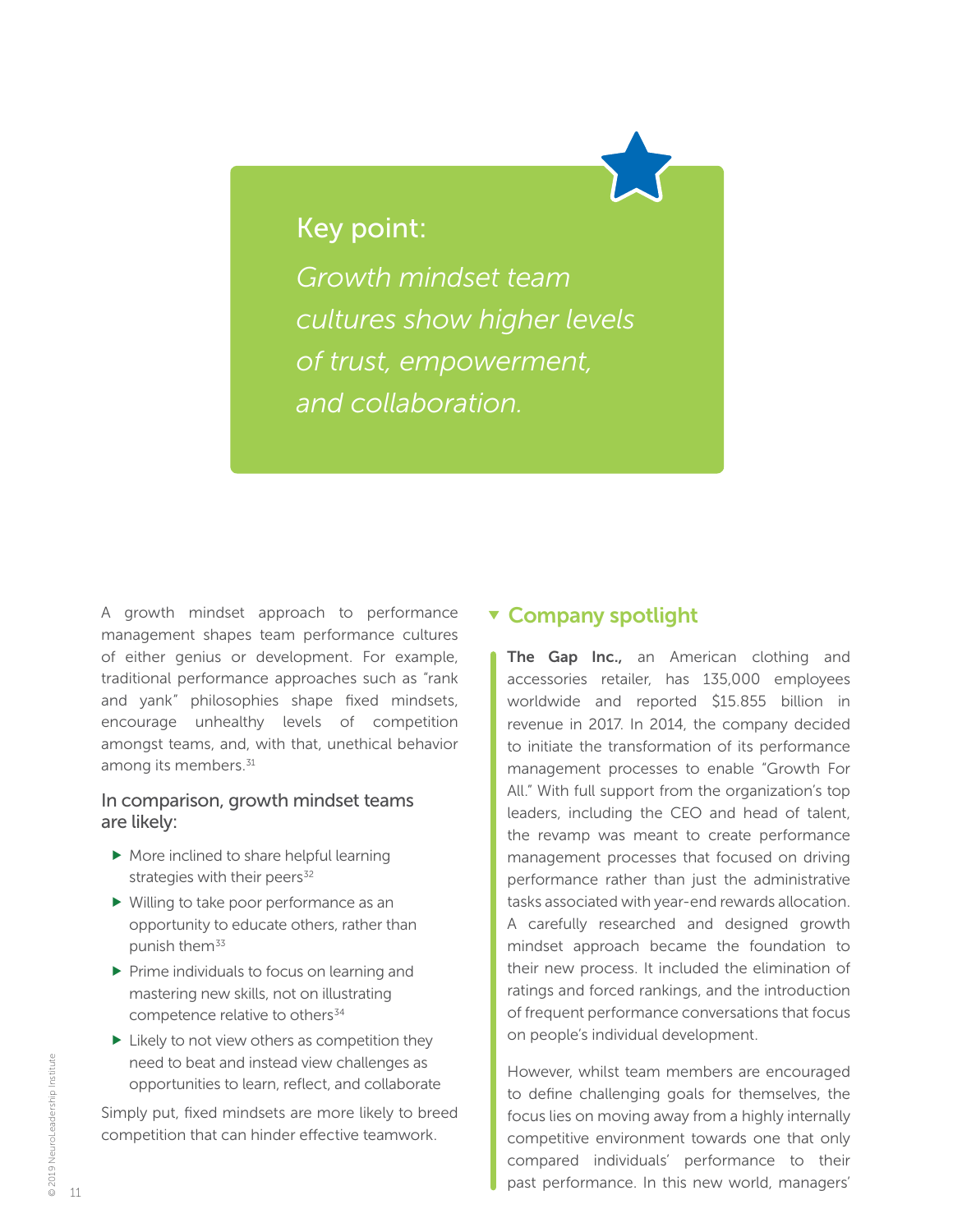**Key point:**

*Growth mindset team cultures show higher levels of trust, empowerment, and collaboration.*

A growth mindset approach to performance management shapes team performance cultures of either genius or development. For example, traditional performance approaches such as "rank and yank" philosophies shape fixed mindsets, encourage unhealthy levels of competition amongst teams, and, with that, unethical behavior among its members.[31]

### In comparison, growth mindset teams are likely:

- More inclined to share helpful learning strategies with their peers[32]
- Willing to take poor performance as an opportunity to educate others, rather than punish them[33]
- Prime individuals to focus on learning and mastering new skills, not on illustrating competence relative to others[34]
- Likely to not view others as competition they need to beat and instead view challenges as opportunities to learn, reflect, and collaborate

Simply put, fixed mindsets are more likely to breed competition that can hinder effective teamwork.

## Company spotlight

**The Gap Inc.,** an American clothing and accessories retailer, has 135,000 employees worldwide and reported $15.855 billion in revenue in 2017. In 2014, the company decided to initiate the transformation of its performance management processes to enable "Growth For All." With full support from the organization's top leaders, including the CEO and head of talent, the revamp was meant to create performance management processes that focused on driving performance rather than just the administrative tasks associated with year-end rewards allocation. A carefully researched and designed growth mindset approach became the foundation to their new process. It included the elimination of ratings and forced rankings, and the introduction of frequent performance conversations that focus on people's individual development.

However, whilst team members are encouraged to define challenging goals for themselves, the focus lies on moving away from a highly internally competitive environment towards one that only compared individuals' performance to their past performance. In this new world, managers'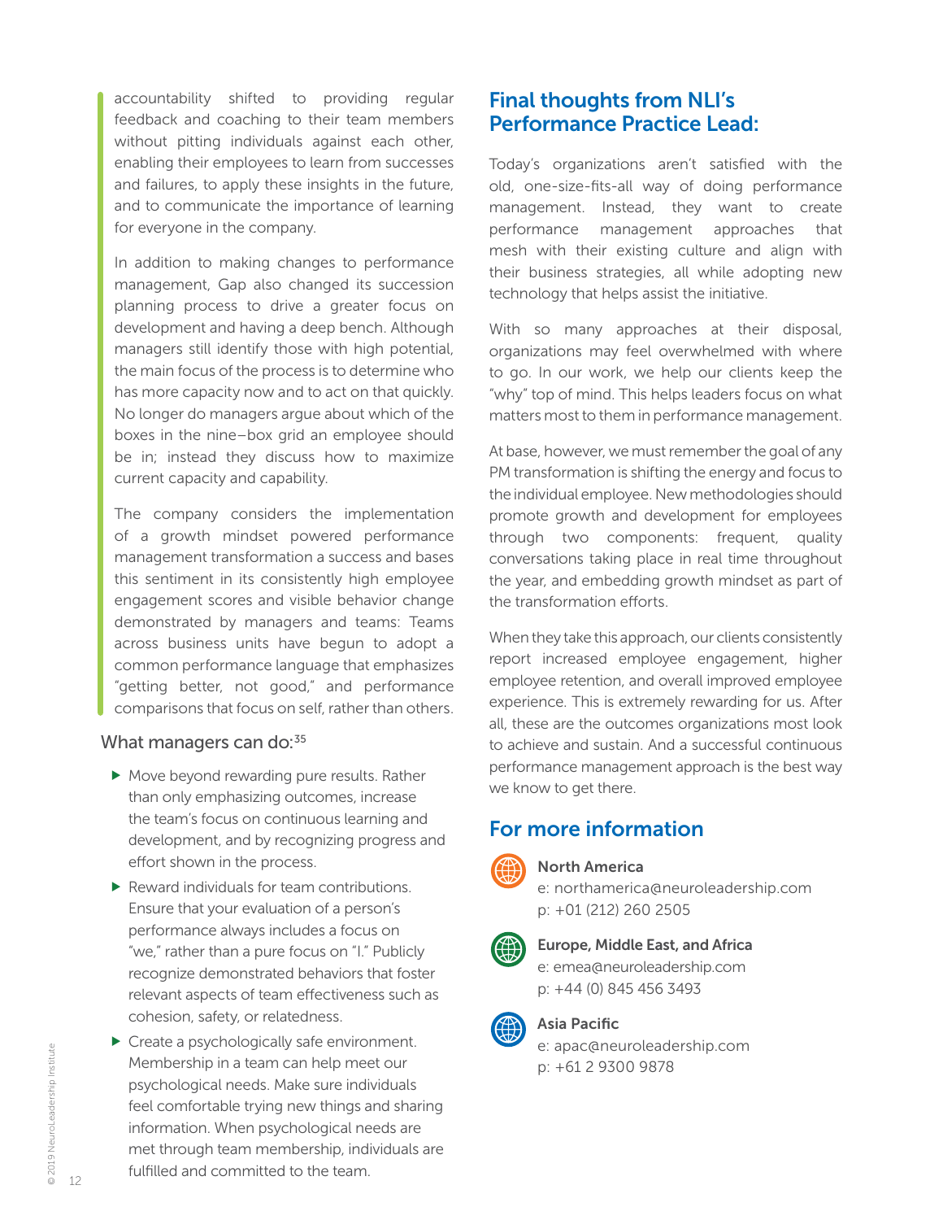accountability shifted to providing regular feedback and coaching to their team members without pitting individuals against each other, enabling their employees to learn from successes and failures, to apply these insights in the future, and to communicate the importance of learning for everyone in the company.

In addition to making changes to performance management, Gap also changed its succession planning process to drive a greater focus on development and having a deep bench. Although managers still identify those with high potential, the main focus of the process is to determine who has more capacity now and to act on that quickly. No longer do managers argue about which of the boxes in the nine–box grid an employee should be in; instead they discuss how to maximize current capacity and capability.

The company considers the implementation of a growth mindset powered performance management transformation a success and bases this sentiment in its consistently high employee engagement scores and visible behavior change demonstrated by managers and teams: Teams across business units have begun to adopt a common performance language that emphasizes "getting better, not good," and performance comparisons that focus on self, rather than others.

### What managers can do:[35]

- Move beyond rewarding pure results. Rather than only emphasizing outcomes, increase the team's focus on continuous learning and development, and by recognizing progress and effort shown in the process.
- Reward individuals for team contributions. Ensure that your evaluation of a person's performance always includes a focus on "we," rather than a pure focus on "I." Publicly recognize demonstrated behaviors that foster relevant aspects of team effectiveness such as cohesion, safety, or relatedness.
- Create a psychologically safe environment. Membership in a team can help meet our psychological needs. Make sure individuals feel comfortable trying new things and sharing information. When psychological needs are met through team membership, individuals are fulfilled and committed to the team.

## Final thoughts from NLI's Performance Practice Lead:

Today's organizations aren't satisfied with the old, one-size-fits-all way of doing performance management. Instead, they want to create performance management approaches that mesh with their existing culture and align with their business strategies, all while adopting new technology that helps assist the initiative.

With so many approaches at their disposal, organizations may feel overwhelmed with where to go. In our work, we help our clients keep the "why" top of mind. This helps leaders focus on what matters most to them in performance management.

At base, however, we must remember the goal of any PM transformation is shifting the energy and focus to the individual employee. New methodologies should promote growth and development for employees through two components: frequent, quality conversations taking place in real time throughout the year, and embedding growth mindset as part of the transformation efforts.

When they take this approach, our clients consistently report increased employee engagement, higher employee retention, and overall improved employee experience. This is extremely rewarding for us. After all, these are the outcomes organizations most look to achieve and sustain. And a successful continuous performance management approach is the best way we know to get there.

## For more information

**North America**
e: northamerica@neuroleadership.com
p: +01 (212) 260 2505

**Europe, Middle East, and Africa**
e: emea@neuroleadership.com
p: +44 (0) 845 456 3493

**Asia Pacific**
e: apac@neuroleadership.com
p: +61 2 9300 9878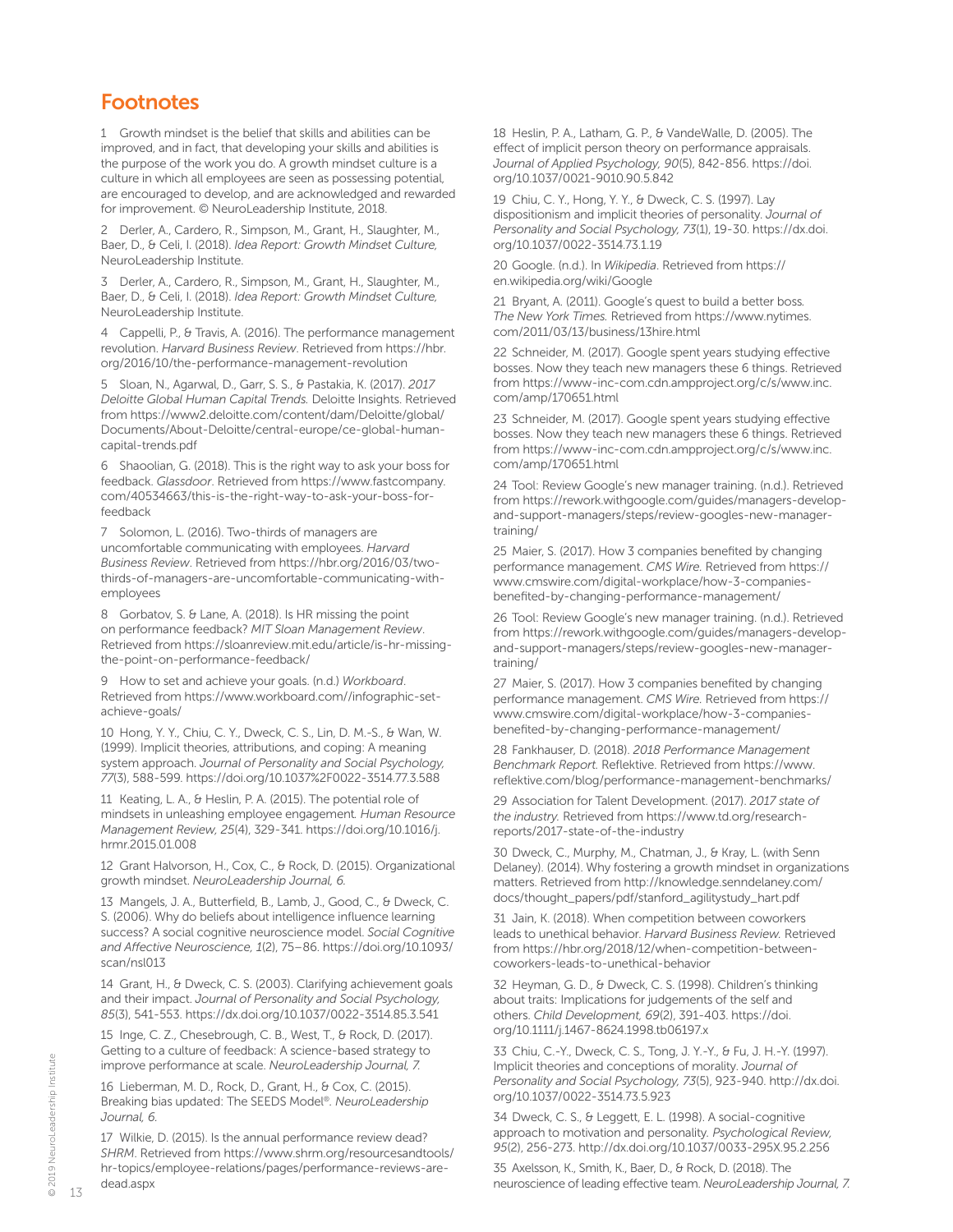## Footnotes

1 Growth mindset is the belief that skills and abilities can be improved, and in fact, that developing your skills and abilities is the purpose of the work you do. A growth mindset culture is a culture in which all employees are seen as possessing potential, are encouraged to develop, and are acknowledged and rewarded for improvement. © NeuroLeadership Institute, 2018.

2 Derler, A., Cardero, R., Simpson, M., Grant, H., Slaughter, M., Baer, D., & Celi, I. (2018). *Idea Report: Growth Mindset Culture,* NeuroLeadership Institute.

3 Derler, A., Cardero, R., Simpson, M., Grant, H., Slaughter, M., Baer, D., & Celi, I. (2018). *Idea Report: Growth Mindset Culture,* NeuroLeadership Institute.

4 Cappelli, P., & Travis, A. (2016). The performance management revolution. *Harvard Business Review*. Retrieved from https://hbr.org/2016/10/the-performance-management-revolution

5 Sloan, N., Agarwal, D., Garr, S. S., & Pastakia, K. (2017). *2017 Deloitte Global Human Capital Trends.* Deloitte Insights. Retrieved from https://www2.deloitte.com/content/dam/Deloitte/global/Documents/About-Deloitte/central-europe/ce-global-human-capital-trends.pdf

6 Shaoolian, G. (2018). This is the right way to ask your boss for feedback. *Glassdoor*. Retrieved from https://www.fastcompany.com/40534663/this-is-the-right-way-to-ask-your-boss-for-feedback

7 Solomon, L. (2016). Two-thirds of managers are uncomfortable communicating with employees. *Harvard Business Review*. Retrieved from https://hbr.org/2016/03/two-thirds-of-managers-are-uncomfortable-communicating-with-employees

8 Gorbatov, S. & Lane, A. (2018). Is HR missing the point on performance feedback? *MIT Sloan Management Review*. Retrieved from https://sloanreview.mit.edu/article/is-hr-missing-the-point-on-performance-feedback/

9 How to set and achieve your goals. (n.d.) *Workboard*. Retrieved from https://www.workboard.com//infographic-set-achieve-goals/

10 Hong, Y. Y., Chiu, C. Y., Dweck, C. S., Lin, D. M.-S., & Wan, W. (1999). Implicit theories, attributions, and coping: A meaning system approach. *Journal of Personality and Social Psychology, 77*(3), 588-599. https://doi.org/10.1037%2F0022-3514.77.3.588

11 Keating, L. A., & Heslin, P. A. (2015). The potential role of mindsets in unleashing employee engagement. *Human Resource Management Review, 25*(4), 329-341. https://doi.org/10.1016/j.hrmr.2015.01.008

12 Grant Halvorson, H., Cox, C., & Rock, D. (2015). Organizational growth mindset. *NeuroLeadership Journal, 6.*

13 Mangels, J. A., Butterfield, B., Lamb, J., Good, C., & Dweck, C. S. (2006). Why do beliefs about intelligence influence learning success? A social cognitive neuroscience model. *Social Cognitive and Affective Neuroscience, 1*(2), 75–86. https://doi.org/10.1093/scan/nsl013

14 Grant, H., & Dweck, C. S. (2003). Clarifying achievement goals and their impact. *Journal of Personality and Social Psychology, 85*(3), 541-553. https://dx.doi.org/10.1037/0022-3514.85.3.541

15 Inge, C. Z., Chesebrough, C. B., West, T., & Rock, D. (2017). Getting to a culture of feedback: A science-based strategy to improve performance at scale. *NeuroLeadership Journal, 7.*

16 Lieberman, M. D., Rock, D., Grant, H., & Cox, C. (2015). Breaking bias updated: The SEEDS Model®. *NeuroLeadership Journal, 6.*

17 Wilkie, D. (2015). Is the annual performance review dead? *SHRM*. Retrieved from https://www.shrm.org/resourcesandtools/hr-topics/employee-relations/pages/performance-reviews-are-dead.aspx

18 Heslin, P. A., Latham, G. P., & VandeWalle, D. (2005). The effect of implicit person theory on performance appraisals. *Journal of Applied Psychology, 90*(5), 842-856. https://doi.org/10.1037/0021-9010.90.5.842

19 Chiu, C. Y., Hong, Y. Y., & Dweck, C. S. (1997). Lay dispositionism and implicit theories of personality. *Journal of Personality and Social Psychology, 73*(1), 19-30. https://dx.doi.org/10.1037/0022-3514.73.1.19

20 Google. (n.d.). In *Wikipedia*. Retrieved from https://en.wikipedia.org/wiki/Google

21 Bryant, A. (2011). Google's quest to build a better boss. *The New York Times.* Retrieved from https://www.nytimes.com/2011/03/13/business/13hire.html

22 Schneider, M. (2017). Google spent years studying effective bosses. Now they teach new managers these 6 things. Retrieved from https://www-inc-com.cdn.ampproject.org/c/s/www.inc.com/amp/170651.html

23 Schneider, M. (2017). Google spent years studying effective bosses. Now they teach new managers these 6 things. Retrieved from https://www-inc-com.cdn.ampproject.org/c/s/www.inc.com/amp/170651.html

24 Tool: Review Google's new manager training. (n.d.). Retrieved from https://rework.withgoogle.com/guides/managers-develop-and-support-managers/steps/review-googles-new-manager-training/

25 Maier, S. (2017). How 3 companies benefited by changing performance management. *CMS Wire.* Retrieved from https://www.cmswire.com/digital-workplace/how-3-companies-benefited-by-changing-performance-management/

26 Tool: Review Google's new manager training. (n.d.). Retrieved from https://rework.withgoogle.com/guides/managers-develop-and-support-managers/steps/review-googles-new-manager-training/

27 Maier, S. (2017). How 3 companies benefited by changing performance management. *CMS Wire.* Retrieved from https://www.cmswire.com/digital-workplace/how-3-companies-benefited-by-changing-performance-management/

28 Fankhauser, D. (2018). *2018 Performance Management Benchmark Report.* Reflektive. Retrieved from https://www.reflektive.com/blog/performance-management-benchmarks/

29 Association for Talent Development. (2017). *2017 state of the industry.* Retrieved from https://www.td.org/research-reports/2017-state-of-the-industry

30 Dweck, C., Murphy, M., Chatman, J., & Kray, L. (with Senn Delaney). (2014). Why fostering a growth mindset in organizations matters. Retrieved from http://knowledge.senndelaney.com/docs/thought_papers/pdf/stanford_agilitystudy_hart.pdf

31 Jain, K. (2018). When competition between coworkers leads to unethical behavior. *Harvard Business Review.* Retrieved from https://hbr.org/2018/12/when-competition-between-coworkers-leads-to-unethical-behavior

32 Heyman, G. D., & Dweck, C. S. (1998). Children's thinking about traits: Implications for judgements of the self and others. *Child Development, 69*(2), 391-403. https://doi.org/10.1111/j.1467-8624.1998.tb06197.x

33 Chiu, C.-Y., Dweck, C. S., Tong, J. Y.-Y., & Fu, J. H.-Y. (1997). Implicit theories and conceptions of morality. *Journal of Personality and Social Psychology, 73*(5), 923-940. http://dx.doi.org/10.1037/0022-3514.73.5.923

34 Dweck, C. S., & Leggett, E. L. (1998). A social-cognitive approach to motivation and personality. *Psychological Review, 95*(2), 256-273. http://dx.doi.org/10.1037/0033-295X.95.2.256

35 Axelsson, K., Smith, K., Baer, D., & Rock, D. (2018). The neuroscience of leading effective team. *NeuroLeadership Journal, 7.*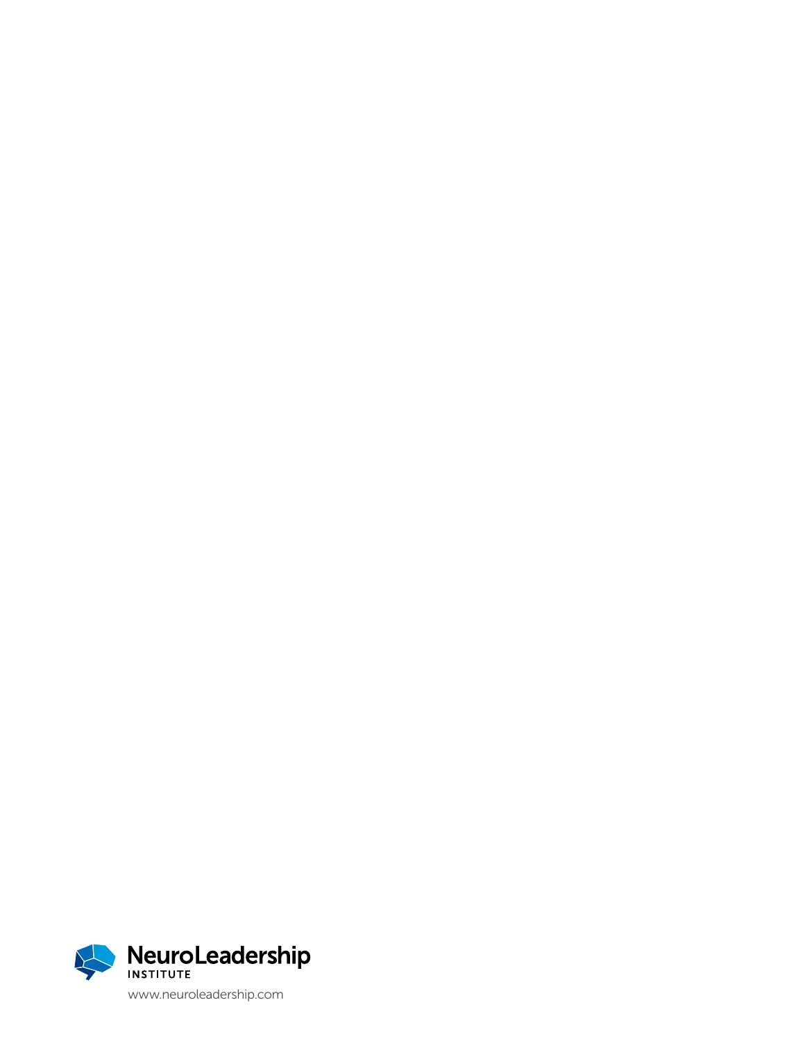NeuroLeadership
INSTITUTE

www.neuroleadership.com